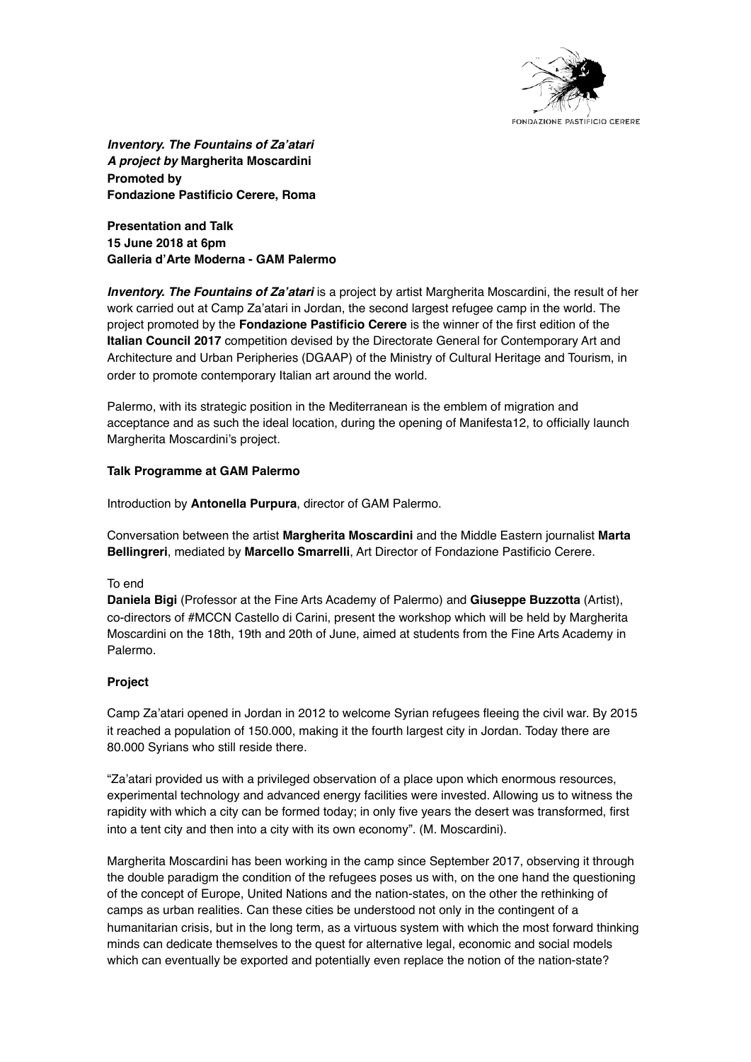FONDAZIONE PASTIFICIO CERERE

***Inventory. The Fountains of Za'atari***
***A project by* Margherita Moscardini**
**Promoted by**
**Fondazione Pastificio Cerere, Roma**

**Presentation and Talk**
**15 June 2018 at 6pm**
**Galleria d'Arte Moderna - GAM Palermo**

***Inventory. The Fountains of Za'atari*** is a project by artist Margherita Moscardini, the result of her work carried out at Camp Za'atari in Jordan, the second largest refugee camp in the world. The project promoted by the **Fondazione Pastificio Cerere** is the winner of the first edition of the **Italian Council 2017** competition devised by the Directorate General for Contemporary Art and Architecture and Urban Peripheries (DGAAP) of the Ministry of Cultural Heritage and Tourism, in order to promote contemporary Italian art around the world.

Palermo, with its strategic position in the Mediterranean is the emblem of migration and acceptance and as such the ideal location, during the opening of Manifesta12, to officially launch Margherita Moscardini's project.

**Talk Programme at GAM Palermo**

Introduction by **Antonella Purpura**, director of GAM Palermo.

Conversation between the artist **Margherita Moscardini** and the Middle Eastern journalist **Marta Bellingreri**, mediated by **Marcello Smarrelli**, Art Director of Fondazione Pastificio Cerere.

To end
**Daniela Bigi** (Professor at the Fine Arts Academy of Palermo) and **Giuseppe Buzzotta** (Artist), co-directors of #MCCN Castello di Carini, present the workshop which will be held by Margherita Moscardini on the 18th, 19th and 20th of June, aimed at students from the Fine Arts Academy in Palermo.

**Project**

Camp Za'atari opened in Jordan in 2012 to welcome Syrian refugees fleeing the civil war. By 2015 it reached a population of 150.000, making it the fourth largest city in Jordan. Today there are 80.000 Syrians who still reside there.

"Za'atari provided us with a privileged observation of a place upon which enormous resources, experimental technology and advanced energy facilities were invested. Allowing us to witness the rapidity with which a city can be formed today; in only five years the desert was transformed, first into a tent city and then into a city with its own economy". (M. Moscardini).

Margherita Moscardini has been working in the camp since September 2017, observing it through the double paradigm the condition of the refugees poses us with, on the one hand the questioning of the concept of Europe, United Nations and the nation-states, on the other the rethinking of camps as urban realities. Can these cities be understood not only in the contingent of a humanitarian crisis, but in the long term, as a virtuous system with which the most forward thinking minds can dedicate themselves to the quest for alternative legal, economic and social models which can eventually be exported and potentially even replace the notion of the nation-state?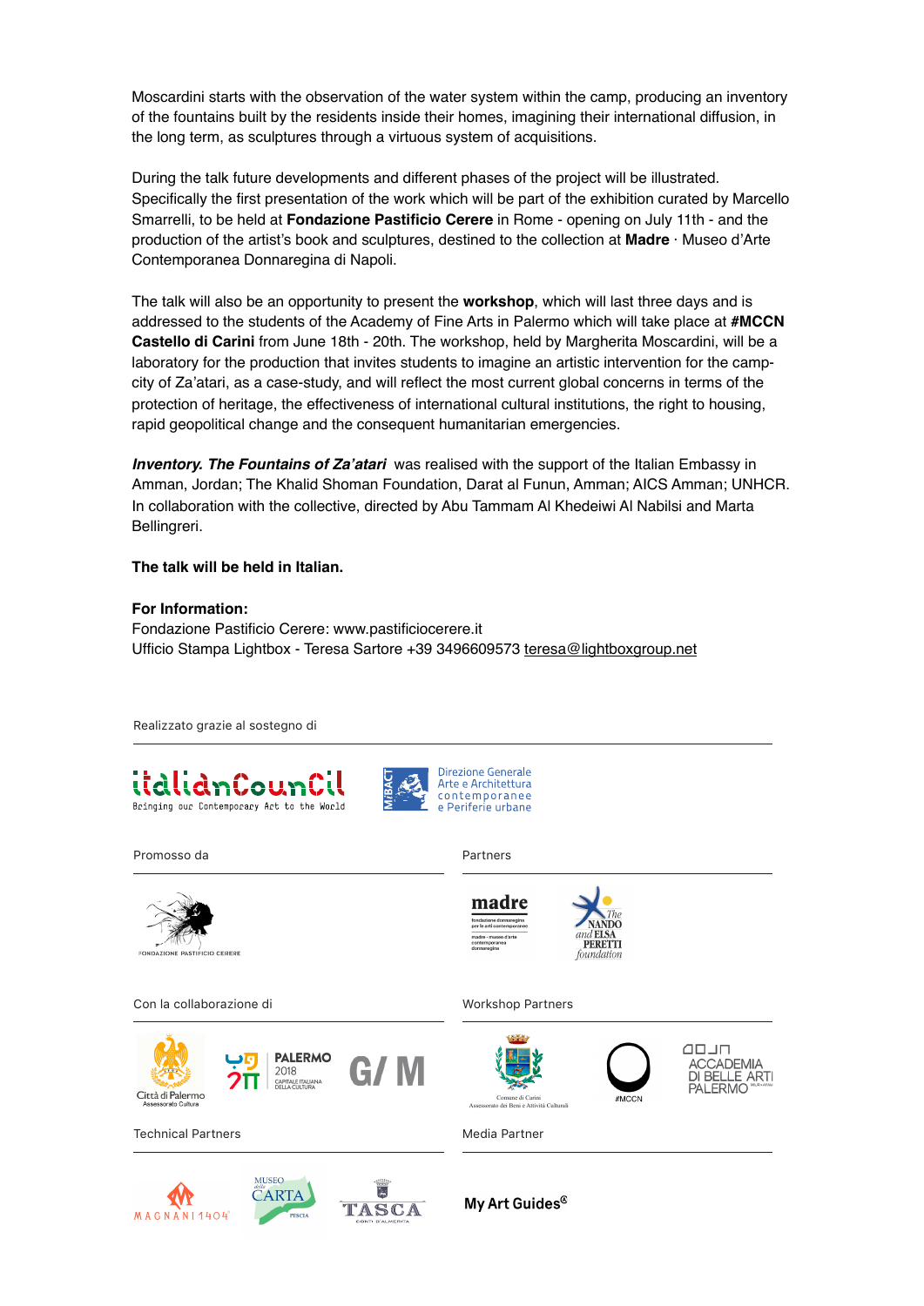Moscardini starts with the observation of the water system within the camp, producing an inventory of the fountains built by the residents inside their homes, imagining their international diffusion, in the long term, as sculptures through a virtuous system of acquisitions.

During the talk future developments and different phases of the project will be illustrated. Specifically the first presentation of the work which will be part of the exhibition curated by Marcello Smarrelli, to be held at **Fondazione Pastificio Cerere** in Rome - opening on July 11th - and the production of the artist's book and sculptures, destined to the collection at **Madre** · Museo d'Arte Contemporanea Donnaregina di Napoli.

The talk will also be an opportunity to present the **workshop**, which will last three days and is addressed to the students of the Academy of Fine Arts in Palermo which will take place at **#MCCN Castello di Carini** from June 18th - 20th. The workshop, held by Margherita Moscardini, will be a laboratory for the production that invites students to imagine an artistic intervention for the camp-city of Za'atari, as a case-study, and will reflect the most current global concerns in terms of the protection of heritage, the effectiveness of international cultural institutions, the right to housing, rapid geopolitical change and the consequent humanitarian emergencies.

***Inventory. The Fountains of Za'atari*** was realised with the support of the Italian Embassy in Amman, Jordan; The Khalid Shoman Foundation, Darat al Funun, Amman; AICS Amman; UNHCR. In collaboration with the collective, directed by Abu Tammam Al Khedeiwi Al Nabilsi and Marta Bellingreri.

**The talk will be held in Italian.**

**For Information:**
Fondazione Pastificio Cerere: www.pastificiocerere.it
Ufficio Stampa Lightbox - Teresa Sartore +39 3496609573 teresa@lightboxgroup.net

Realizzato grazie al sostegno di

italianCouncil
Bringing our Contemporary Art to the World

MiBACT
Direzione Generale
Arte e Architettura
contemporanee
e Periferie urbane

Promosso da

FONDAZIONE PASTIFICIO CERERE

Partners

madre
fondazione donnaregina per le arti contemporanee
madre · museo d'arte contemporanea donnaregina

The NANDO and ELSA PERETTI foundation

Con la collaborazione di

Città di Palermo
Assessorato Cultura

PALERMO 2018
CAPITALE ITALIANA DELLA CULTURA

G/ M

Workshop Partners

Comune di Carini
Assessorato dei Beni e Attività Culturali

#MCCN

ACCADEMIA DI BELLE ARTI PALERMO

Technical Partners

MAGNANI 1404

MUSEO della CARTA PESCIA

TASCA
CONTI D'ALMERITA

Media Partner

My Art Guides®